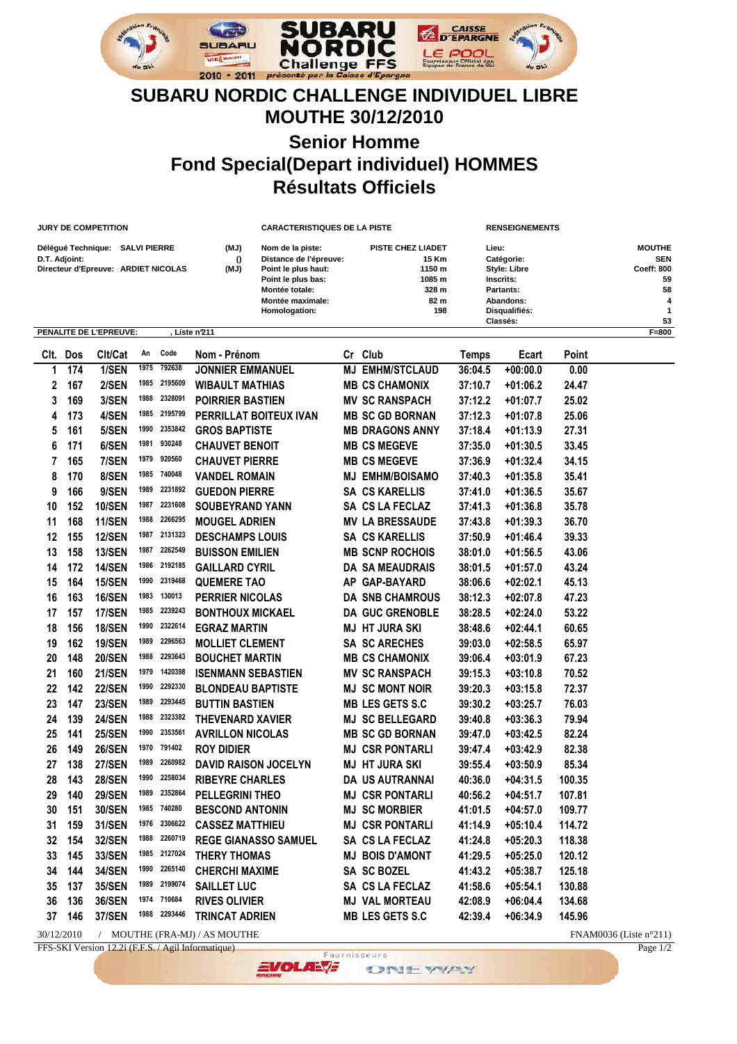# SUBARU NORDIC CHALLENGE INDIVIDUEL LIBRE
# MOUTHE 30/12/2010

## Senior Homme
## Fond Special(Depart individuel) HOMMES
## Résultats Officiels

**JURY DE COMPETITION**

| | | |
|---|---|---|
| Délégué Technique: | SALVI PIERRE | (MJ) |
| D.T. Adjoint: | | () |
| Directeur d'Epreuve: | ARDIET NICOLAS | (MJ) |

**CARACTERISTIQUES DE LA PISTE**

| | |
|---|---|
| Nom de la piste: | PISTE CHEZ LIADET |
| Distance de l'épreuve: | 15 Km |
| Point le plus haut: | 1150 m |
| Point le plus bas: | 1085 m |
| Montée totale: | 328 m |
| Montée maximale: | 82 m |
| Homologation: | 198 |

**RENSEIGNEMENTS**

| | |
|---|---|
| Lieu: | MOUTHE |
| Catégorie: | SEN |
| Style: Libre | Coeff: 800 |
| Inscrits: | 59 |
| Partants: | 58 |
| Abandons: | 4 |
| Disqualifiés: | 1 |
| Classés: | 53 |

PENALITE DE L'EPREUVE: , Liste n°211 F=800

| Clt. | Dos | Clt/Cat | An | Code | Nom - Prénom | Cr | Club | Temps | Ecart | Point |
|---|---|---|---|---|---|---|---|---|---|---|
| 1 | 174 | 1/SEN | 1975 | 792638 | JONNIER EMMANUEL | MJ | EMHM/STCLAUD | 36:04.5 | +00:00.0 | 0.00 |
| 2 | 167 | 2/SEN | 1985 | 2195609 | WIBAULT MATHIAS | MB | CS CHAMONIX | 37:10.7 | +01:06.2 | 24.47 |
| 3 | 169 | 3/SEN | 1988 | 2328091 | POIRRIER BASTIEN | MV | SC RANSPACH | 37:12.2 | +01:07.7 | 25.02 |
| 4 | 173 | 4/SEN | 1985 | 2195799 | PERRILLAT BOITEUX IVAN | MB | SC GD BORNAN | 37:12.3 | +01:07.8 | 25.06 |
| 5 | 161 | 5/SEN | 1990 | 2353842 | GROS BAPTISTE | MB | DRAGONS ANNY | 37:18.4 | +01:13.9 | 27.31 |
| 6 | 171 | 6/SEN | 1981 | 930248 | CHAUVET BENOIT | MB | CS MEGEVE | 37:35.0 | +01:30.5 | 33.45 |
| 7 | 165 | 7/SEN | 1979 | 920560 | CHAUVET PIERRE | MB | CS MEGEVE | 37:36.9 | +01:32.4 | 34.15 |
| 8 | 170 | 8/SEN | 1985 | 740048 | VANDEL ROMAIN | MJ | EMHM/BOISAMO | 37:40.3 | +01:35.8 | 35.41 |
| 9 | 166 | 9/SEN | 1989 | 2231892 | GUEDON PIERRE | SA | CS KARELLIS | 37:41.0 | +01:36.5 | 35.67 |
| 10 | 152 | 10/SEN | 1987 | 2231608 | SOUBEYRAND YANN | SA | CS LA FECLAZ | 37:41.3 | +01:36.8 | 35.78 |
| 11 | 168 | 11/SEN | 1988 | 2266295 | MOUGEL ADRIEN | MV | LA BRESSAUDE | 37:43.8 | +01:39.3 | 36.70 |
| 12 | 155 | 12/SEN | 1987 | 2131323 | DESCHAMPS LOUIS | SA | CS KARELLIS | 37:50.9 | +01:46.4 | 39.33 |
| 13 | 158 | 13/SEN | 1987 | 2262549 | BUISSON EMILIEN | MB | SCNP ROCHOIS | 38:01.0 | +01:56.5 | 43.06 |
| 14 | 172 | 14/SEN | 1986 | 2192185 | GAILLARD CYRIL | DA | SA MEAUDRAIS | 38:01.5 | +01:57.0 | 43.24 |
| 15 | 164 | 15/SEN | 1990 | 2319468 | QUEMERE TAO | AP | GAP-BAYARD | 38:06.6 | +02:02.1 | 45.13 |
| 16 | 163 | 16/SEN | 1983 | 130013 | PERRIER NICOLAS | DA | SNB CHAMROUS | 38:12.3 | +02:07.8 | 47.23 |
| 17 | 157 | 17/SEN | 1985 | 2239243 | BONTHOUX MICKAEL | DA | GUC GRENOBLE | 38:28.5 | +02:24.0 | 53.22 |
| 18 | 156 | 18/SEN | 1990 | 2322614 | EGRAZ MARTIN | MJ | HT JURA SKI | 38:48.6 | +02:44.1 | 60.65 |
| 19 | 162 | 19/SEN | 1989 | 2296563 | MOLLIET CLEMENT | SA | SC ARECHES | 39:03.0 | +02:58.5 | 65.97 |
| 20 | 148 | 20/SEN | 1988 | 2293643 | BOUCHET MARTIN | MB | CS CHAMONIX | 39:06.4 | +03:01.9 | 67.23 |
| 21 | 160 | 21/SEN | 1979 | 1420398 | ISENMANN SEBASTIEN | MV | SC RANSPACH | 39:15.3 | +03:10.8 | 70.52 |
| 22 | 142 | 22/SEN | 1990 | 2292330 | BLONDEAU BAPTISTE | MJ | SC MONT NOIR | 39:20.3 | +03:15.8 | 72.37 |
| 23 | 147 | 23/SEN | 1989 | 2293445 | BUTTIN BASTIEN | MB | LES GETS S.C | 39:30.2 | +03:25.7 | 76.03 |
| 24 | 139 | 24/SEN | 1988 | 2323382 | THEVENARD XAVIER | MJ | SC BELLEGARD | 39:40.8 | +03:36.3 | 79.94 |
| 25 | 141 | 25/SEN | 1990 | 2353561 | AVRILLON NICOLAS | MB | SC GD BORNAN | 39:47.0 | +03:42.5 | 82.24 |
| 26 | 149 | 26/SEN | 1970 | 791402 | ROY DIDIER | MJ | CSR PONTARLI | 39:47.4 | +03:42.9 | 82.38 |
| 27 | 138 | 27/SEN | 1989 | 2260982 | DAVID RAISON JOCELYN | MJ | HT JURA SKI | 39:55.4 | +03:50.9 | 85.34 |
| 28 | 143 | 28/SEN | 1990 | 2258034 | RIBEYRE CHARLES | DA | US AUTRANNAI | 40:36.0 | +04:31.5 | 100.35 |
| 29 | 140 | 29/SEN | 1989 | 2352864 | PELLEGRINI THEO | MJ | CSR PONTARLI | 40:56.2 | +04:51.7 | 107.81 |
| 30 | 151 | 30/SEN | 1985 | 740280 | BESCOND ANTONIN | MJ | SC MORBIER | 41:01.5 | +04:57.0 | 109.77 |
| 31 | 159 | 31/SEN | 1976 | 2306622 | CASSEZ MATTHIEU | MJ | CSR PONTARLI | 41:14.9 | +05:10.4 | 114.72 |
| 32 | 154 | 32/SEN | 1988 | 2260719 | REGE GIANASSO SAMUEL | SA | CS LA FECLAZ | 41:24.8 | +05:20.3 | 118.38 |
| 33 | 145 | 33/SEN | 1985 | 2127024 | THERY THOMAS | MJ | BOIS D'AMONT | 41:29.5 | +05:25.0 | 120.12 |
| 34 | 144 | 34/SEN | 1990 | 2265140 | CHERCHI MAXIME | SA | SC BOZEL | 41:43.2 | +05:38.7 | 125.18 |
| 35 | 137 | 35/SEN | 1989 | 2199074 | SAILLET LUC | SA | CS LA FECLAZ | 41:58.6 | +05:54.1 | 130.88 |
| 36 | 136 | 36/SEN | 1974 | 710684 | RIVES OLIVIER | MJ | VAL MORTEAU | 42:08.9 | +06:04.4 | 134.68 |
| 37 | 146 | 37/SEN | 1988 | 2293446 | TRINCAT ADRIEN | MB | LES GETS S.C | 42:39.4 | +06:34.9 | 145.96 |

30/12/2010 / MOUTHE (FRA-MJ) / AS MOUTHE FNAM0036 (Liste n°211)

FFS-SKI Version 12.2i (F.F.S. / Agil Informatique)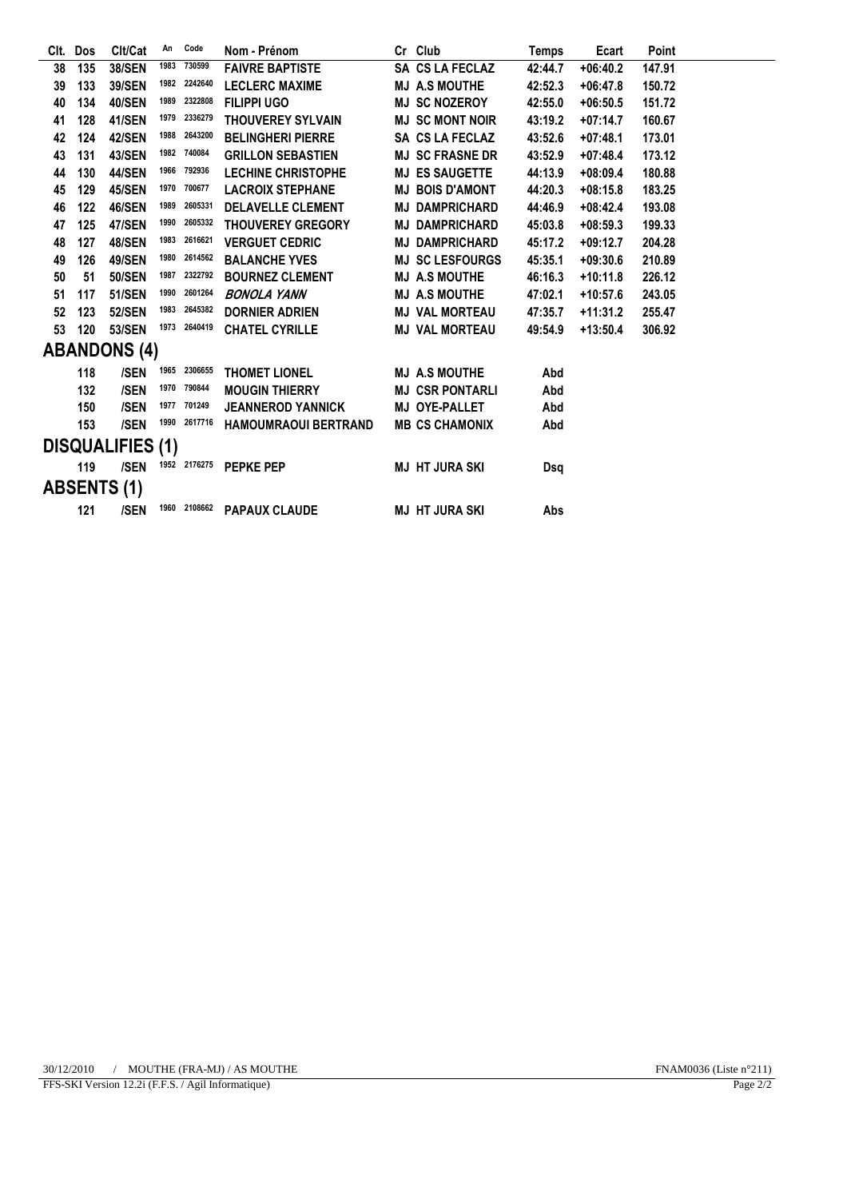| Clt. | Dos | Clt/Cat | An | Code | Nom - Prénom | Cr | Club | Temps | Ecart | Point |
|---|---|---|---|---|---|---|---|---|---|---|
| 38 | 135 | 38/SEN | 1983 | 730599 | FAIVRE BAPTISTE | SA | CS LA FECLAZ | 42:44.7 | +06:40.2 | 147.91 |
| 39 | 133 | 39/SEN | 1982 | 2242640 | LECLERC MAXIME | MJ | A.S MOUTHE | 42:52.3 | +06:47.8 | 150.72 |
| 40 | 134 | 40/SEN | 1989 | 2322808 | FILIPPI UGO | MJ | SC NOZEROY | 42:55.0 | +06:50.5 | 151.72 |
| 41 | 128 | 41/SEN | 1979 | 2336279 | THOUVEREY SYLVAIN | MJ | SC MONT NOIR | 43:19.2 | +07:14.7 | 160.67 |
| 42 | 124 | 42/SEN | 1988 | 2643200 | BELINGHERI PIERRE | SA | CS LA FECLAZ | 43:52.6 | +07:48.1 | 173.01 |
| 43 | 131 | 43/SEN | 1982 | 740084 | GRILLON SEBASTIEN | MJ | SC FRASNE DR | 43:52.9 | +07:48.4 | 173.12 |
| 44 | 130 | 44/SEN | 1966 | 792936 | LECHINE CHRISTOPHE | MJ | ES SAUGETTE | 44:13.9 | +08:09.4 | 180.88 |
| 45 | 129 | 45/SEN | 1970 | 700677 | LACROIX STEPHANE | MJ | BOIS D'AMONT | 44:20.3 | +08:15.8 | 183.25 |
| 46 | 122 | 46/SEN | 1989 | 2605331 | DELAVELLE CLEMENT | MJ | DAMPRICHARD | 44:46.9 | +08:42.4 | 193.08 |
| 47 | 125 | 47/SEN | 1990 | 2605332 | THOUVEREY GREGORY | MJ | DAMPRICHARD | 45:03.8 | +08:59.3 | 199.33 |
| 48 | 127 | 48/SEN | 1983 | 2616621 | VERGUET CEDRIC | MJ | DAMPRICHARD | 45:17.2 | +09:12.7 | 204.28 |
| 49 | 126 | 49/SEN | 1980 | 2614562 | BALANCHE YVES | MJ | SC LESFOURGS | 45:35.1 | +09:30.6 | 210.89 |
| 50 | 51 | 50/SEN | 1987 | 2322792 | BOURNEZ CLEMENT | MJ | A.S MOUTHE | 46:16.3 | +10:11.8 | 226.12 |
| 51 | 117 | 51/SEN | 1990 | 2601264 | *BONOLA YANN* | MJ | A.S MOUTHE | 47:02.1 | +10:57.6 | 243.05 |
| 52 | 123 | 52/SEN | 1983 | 2645382 | DORNIER ADRIEN | MJ | VAL MORTEAU | 47:35.7 | +11:31.2 | 255.47 |
| 53 | 120 | 53/SEN | 1973 | 2640419 | CHATEL CYRILLE | MJ | VAL MORTEAU | 49:54.9 | +13:50.4 | 306.92 |

## ABANDONS (4)

| Clt. | Dos | Clt/Cat | An | Code | Nom - Prénom | Cr | Club | Temps |
|---|---|---|---|---|---|---|---|---|
| | 118 | /SEN | 1965 | 2306655 | THOMET LIONEL | MJ | A.S MOUTHE | Abd |
| | 132 | /SEN | 1970 | 790844 | MOUGIN THIERRY | MJ | CSR PONTARLI | Abd |
| | 150 | /SEN | 1977 | 701249 | JEANNEROD YANNICK | MJ | OYE-PALLET | Abd |
| | 153 | /SEN | 1990 | 2617716 | HAMOUMRAOUI BERTRAND | MB | CS CHAMONIX | Abd |

## DISQUALIFIES (1)

| Clt. | Dos | Clt/Cat | An | Code | Nom - Prénom | Cr | Club | Temps |
|---|---|---|---|---|---|---|---|---|
| | 119 | /SEN | 1952 | 2176275 | PEPKE PEP | MJ | HT JURA SKI | Dsq |

## ABSENTS (1)

| Clt. | Dos | Clt/Cat | An | Code | Nom - Prénom | Cr | Club | Temps |
|---|---|---|---|---|---|---|---|---|
| | 121 | /SEN | 1960 | 2108662 | PAPAUX CLAUDE | MJ | HT JURA SKI | Abs |

30/12/2010 / MOUTHE (FRA-MJ) / AS MOUTHE FNAM0036 (Liste n°211)

FFS-SKI Version 12.2i (F.F.S. / Agil Informatique)